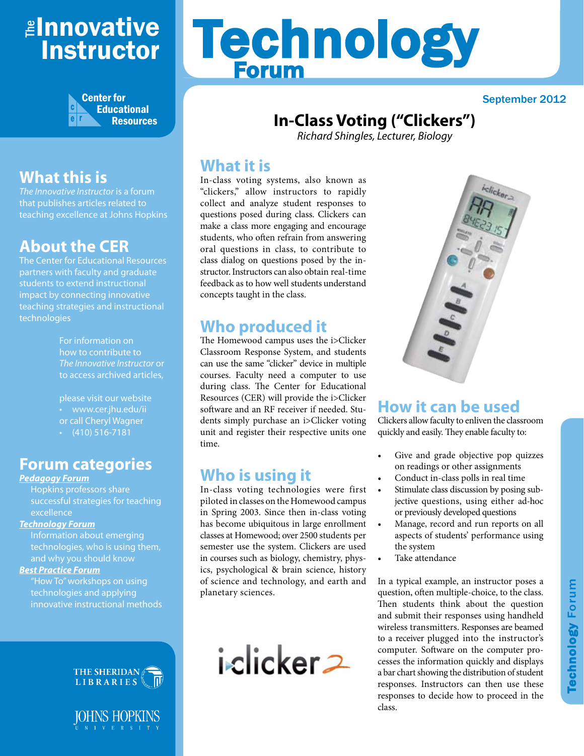# The Innovative Instructor

Center for Educational Resources

# Technology Forum

September 2012

## In-Class Voting ("Clickers")

*Richard Shingles, Lecturer, Biology*

## What this is

*The Innovative Instructor* is a forum that publishes articles related to teaching excellence at Johns Hopkins

## About the CER

The Center for Educational Resources partners with faculty and graduate students to extend instructional impact by connecting innovative teaching strategies and instructional technologies

For information on how to contribute to *The Innovative Instructor* or to access archived articles,

please visit our website
- www.cer.jhu.edu/ii

or call Cheryl Wagner
- (410) 516-7181

## Forum categories

***Pedagogy Forum***

Hopkins professors share successful strategies for teaching excellence

***Technology Forum***

Information about emerging technologies, who is using them, and why you should know

***Best Practice Forum***

"How To" workshops on using technologies and applying innovative instructional methods

## What it is

In-class voting systems, also known as "clickers," allow instructors to rapidly collect and analyze student responses to questions posed during class. Clickers can make a class more engaging and encourage students, who often refrain from answering oral questions in class, to contribute to class dialog on questions posed by the instructor. Instructors can also obtain real-time feedback as to how well students understand concepts taught in the class.

## Who produced it

The Homewood campus uses the i>Clicker Classroom Response System, and students can use the same "clicker" device in multiple courses. Faculty need a computer to use during class. The Center for Educational Resources (CER) will provide the i>Clicker software and an RF receiver if needed. Students simply purchase an i>Clicker voting unit and register their respective units one time.

## Who is using it

In-class voting technologies were first piloted in classes on the Homewood campus in Spring 2003. Since then in-class voting has become ubiquitous in large enrollment classes at Homewood; over 2500 students per semester use the system. Clickers are used in courses such as biology, chemistry, physics, psychological & brain science, history of science and technology, and earth and planetary sciences.

## How it can be used

Clickers allow faculty to enliven the classroom quickly and easily. They enable faculty to:

- Give and grade objective pop quizzes on readings or other assignments
- Conduct in-class polls in real time
- Stimulate class discussion by posing subjective questions, using either ad-hoc or previously developed questions
- Manage, record and run reports on all aspects of students' performance using the system
- Take attendance

In a typical example, an instructor poses a question, often multiple-choice, to the class. Then students think about the question and submit their responses using handheld wireless transmitters. Responses are beamed to a receiver plugged into the instructor's computer. Software on the computer processes the information quickly and displays a bar chart showing the distribution of student responses. Instructors can then use these responses to decide how to proceed in the class.

THE SHERIDAN LIBRARIES

JOHNS HOPKINS UNIVERSITY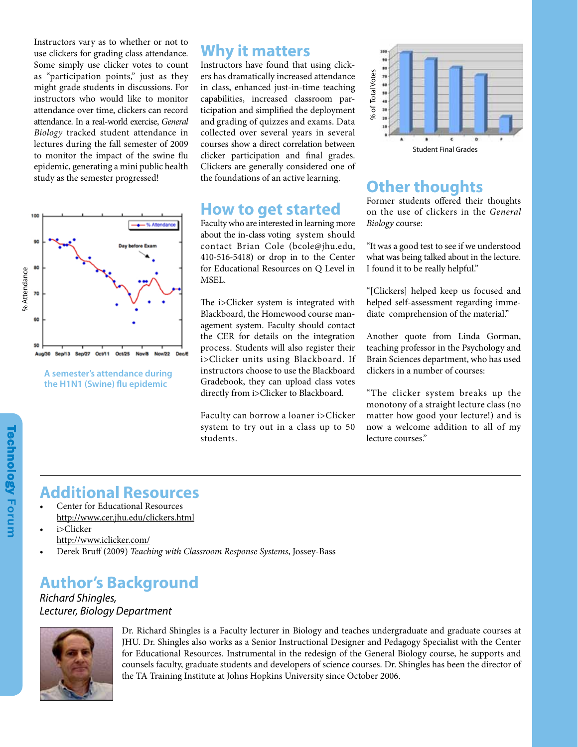Instructors vary as to whether or not to use clickers for grading class attendance. Some simply use clicker votes to count as "participation points," just as they might grade students in discussions. For instructors who would like to monitor attendance over time, clickers can record attendance. In a real-world exercise, *General Biology* tracked student attendance in lectures during the fall semester of 2009 to monitor the impact of the swine flu epidemic, generating a mini public health study as the semester progressed!

100
90
80
70
60
50
% Attendance
% Attendance
Day before Exam
Aug/30 Sep/13 Sep/27 Oct/11 Oct/25 Nov/8 Nov/22 Dec/6

A semester's attendance during the H1N1 (Swine) flu epidemic

## Why it matters

Instructors have found that using clickers has dramatically increased attendance in class, enhanced just-in-time teaching capabilities, increased classroom participation and simplified the deployment and grading of quizzes and exams. Data collected over several years in several courses show a direct correlation between clicker participation and final grades. Clickers are generally considered one of the foundations of an active learning.

100
90
80
70
60
50
40
30
20
10
0
% of Total Votes
A B C D F
Student Final Grades

## How to get started

Faculty who are interested in learning more about the in-class voting system should contact Brian Cole (bcole@jhu.edu, 410-516-5418) or drop in to the Center for Educational Resources on Q Level in MSEL.

The i>Clicker system is integrated with Blackboard, the Homewood course management system. Faculty should contact the CER for details on the integration process. Students will also register their i>Clicker units using Blackboard. If instructors choose to use the Blackboard Gradebook, they can upload class votes directly from i>Clicker to Blackboard.

Faculty can borrow a loaner i>Clicker system to try out in a class up to 50 students.

## Other thoughts

Former students offered their thoughts on the use of clickers in the *General Biology* course:

"It was a good test to see if we understood what was being talked about in the lecture. I found it to be really helpful."

"[Clickers] helped keep us focused and helped self-assessment regarding immediate comprehension of the material."

Another quote from Linda Gorman, teaching professor in the Psychology and Brain Sciences department, who has used clickers in a number of courses:

"The clicker system breaks up the monotony of a straight lecture class (no matter how good your lecture!) and is now a welcome addition to all of my lecture courses."

---

## Additional Resources

- Center for Educational Resources
  http://www.cer.jhu.edu/clickers.html
- i>Clicker
  http://www.iclicker.com/
- Derek Bruff (2009) *Teaching with Classroom Response Systems*, Jossey-Bass

## Author's Background

*Richard Shingles,*
*Lecturer, Biology Department*

Dr. Richard Shingles is a Faculty lecturer in Biology and teaches undergraduate and graduate courses at JHU. Dr. Shingles also works as a Senior Instructional Designer and Pedagogy Specialist with the Center for Educational Resources. Instrumental in the redesign of the General Biology course, he supports and counsels faculty, graduate students and developers of science courses. Dr. Shingles has been the director of the TA Training Institute at Johns Hopkins University since October 2006.